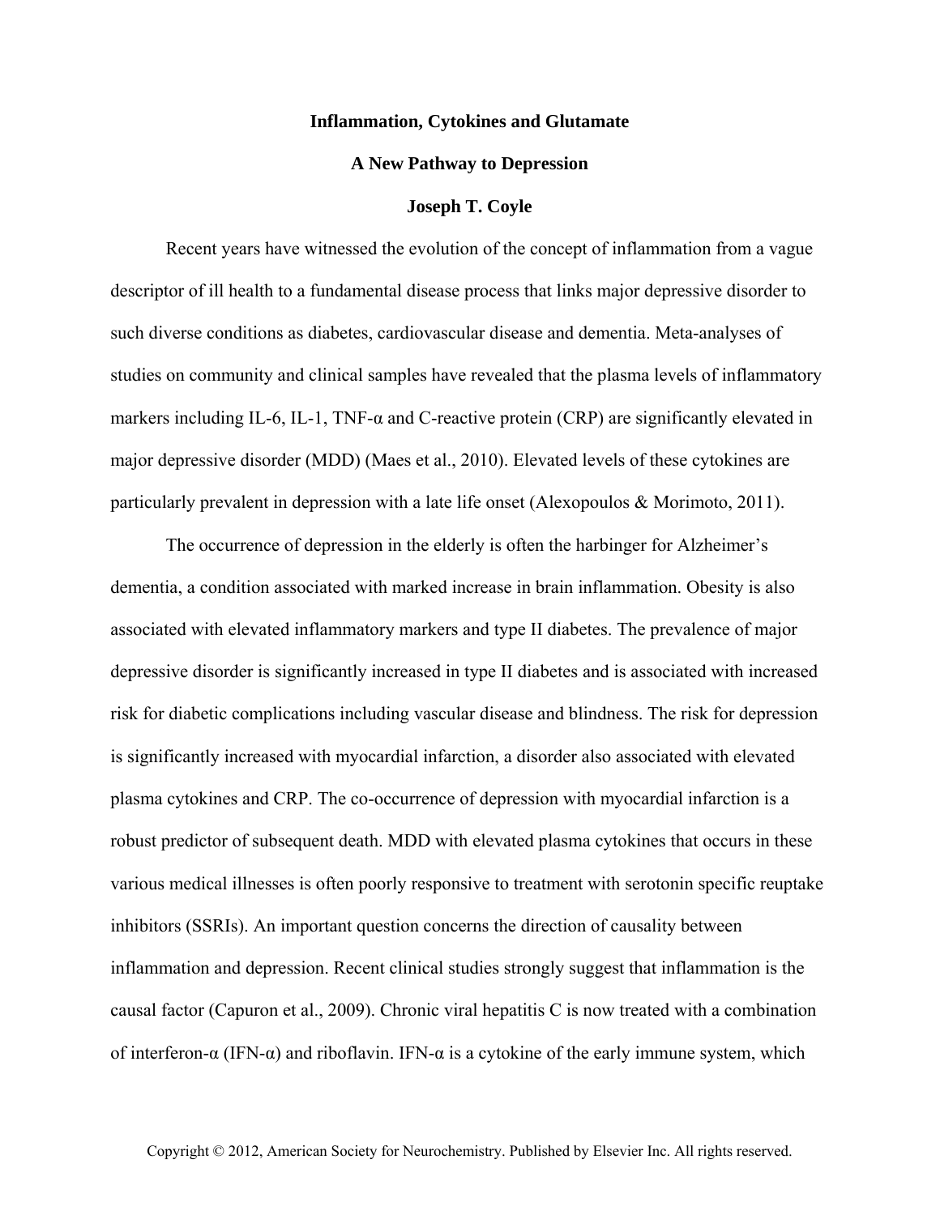# Inflammation, Cytokines and Glutamate

## A New Pathway to Depression

### Joseph T. Coyle

Recent years have witnessed the evolution of the concept of inflammation from a vague descriptor of ill health to a fundamental disease process that links major depressive disorder to such diverse conditions as diabetes, cardiovascular disease and dementia. Meta-analyses of studies on community and clinical samples have revealed that the plasma levels of inflammatory markers including IL-6, IL-1, TNF-α and C-reactive protein (CRP) are significantly elevated in major depressive disorder (MDD) (Maes et al., 2010). Elevated levels of these cytokines are particularly prevalent in depression with a late life onset (Alexopoulos & Morimoto, 2011).

The occurrence of depression in the elderly is often the harbinger for Alzheimer's dementia, a condition associated with marked increase in brain inflammation. Obesity is also associated with elevated inflammatory markers and type II diabetes. The prevalence of major depressive disorder is significantly increased in type II diabetes and is associated with increased risk for diabetic complications including vascular disease and blindness. The risk for depression is significantly increased with myocardial infarction, a disorder also associated with elevated plasma cytokines and CRP. The co-occurrence of depression with myocardial infarction is a robust predictor of subsequent death. MDD with elevated plasma cytokines that occurs in these various medical illnesses is often poorly responsive to treatment with serotonin specific reuptake inhibitors (SSRIs). An important question concerns the direction of causality between inflammation and depression. Recent clinical studies strongly suggest that inflammation is the causal factor (Capuron et al., 2009). Chronic viral hepatitis C is now treated with a combination of interferon-α (IFN-α) and riboflavin. IFN-α is a cytokine of the early immune system, which

Copyright © 2012, American Society for Neurochemistry. Published by Elsevier Inc. All rights reserved.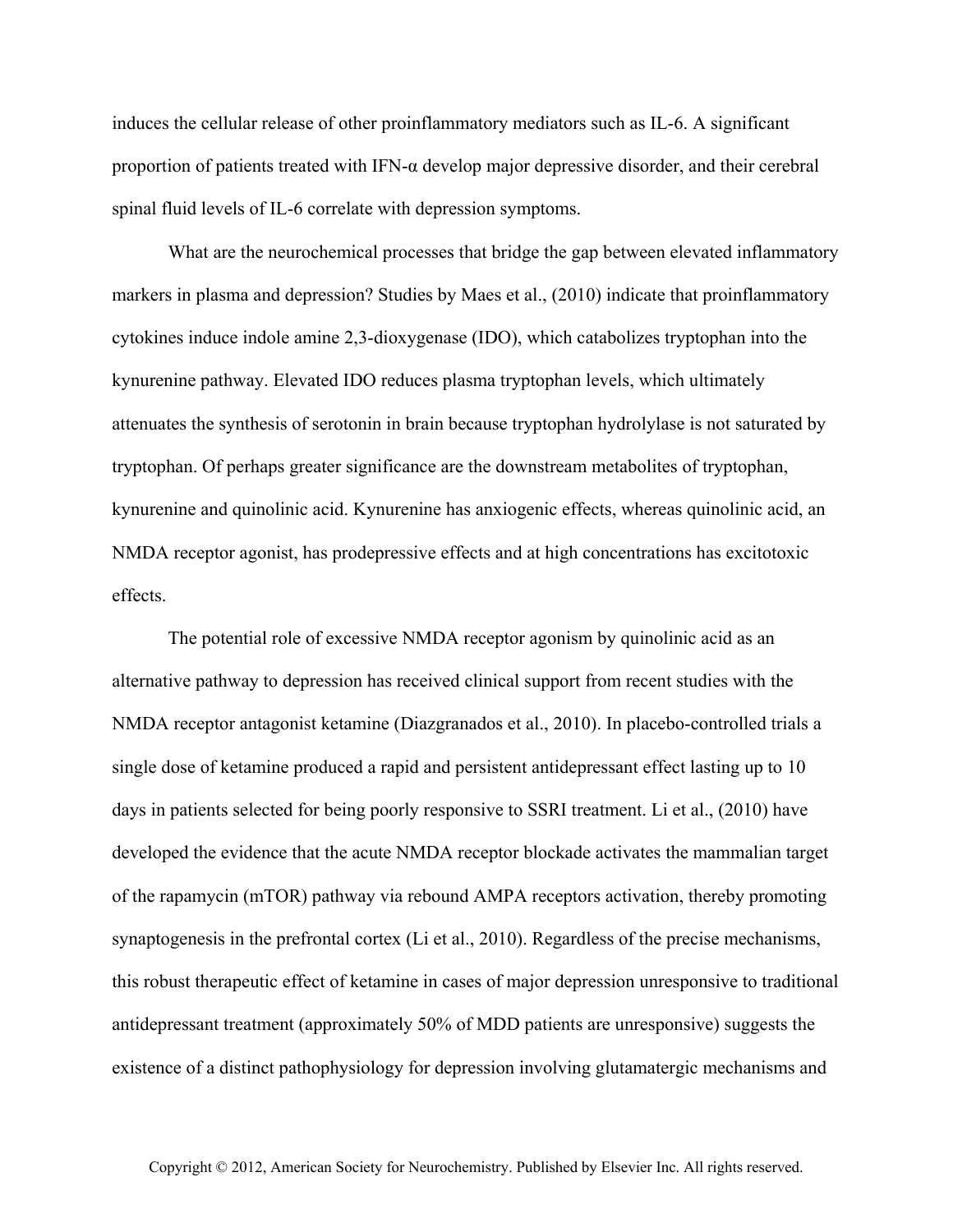induces the cellular release of other proinflammatory mediators such as IL-6. A significant proportion of patients treated with IFN-α develop major depressive disorder, and their cerebral spinal fluid levels of IL-6 correlate with depression symptoms.

What are the neurochemical processes that bridge the gap between elevated inflammatory markers in plasma and depression? Studies by Maes et al., (2010) indicate that proinflammatory cytokines induce indole amine 2,3-dioxygenase (IDO), which catabolizes tryptophan into the kynurenine pathway. Elevated IDO reduces plasma tryptophan levels, which ultimately attenuates the synthesis of serotonin in brain because tryptophan hydrolylase is not saturated by tryptophan. Of perhaps greater significance are the downstream metabolites of tryptophan, kynurenine and quinolinic acid. Kynurenine has anxiogenic effects, whereas quinolinic acid, an NMDA receptor agonist, has prodepressive effects and at high concentrations has excitotoxic effects.

The potential role of excessive NMDA receptor agonism by quinolinic acid as an alternative pathway to depression has received clinical support from recent studies with the NMDA receptor antagonist ketamine (Diazgranados et al., 2010). In placebo-controlled trials a single dose of ketamine produced a rapid and persistent antidepressant effect lasting up to 10 days in patients selected for being poorly responsive to SSRI treatment. Li et al., (2010) have developed the evidence that the acute NMDA receptor blockade activates the mammalian target of the rapamycin (mTOR) pathway via rebound AMPA receptors activation, thereby promoting synaptogenesis in the prefrontal cortex (Li et al., 2010). Regardless of the precise mechanisms, this robust therapeutic effect of ketamine in cases of major depression unresponsive to traditional antidepressant treatment (approximately 50% of MDD patients are unresponsive) suggests the existence of a distinct pathophysiology for depression involving glutamatergic mechanisms and

Copyright © 2012, American Society for Neurochemistry. Published by Elsevier Inc. All rights reserved.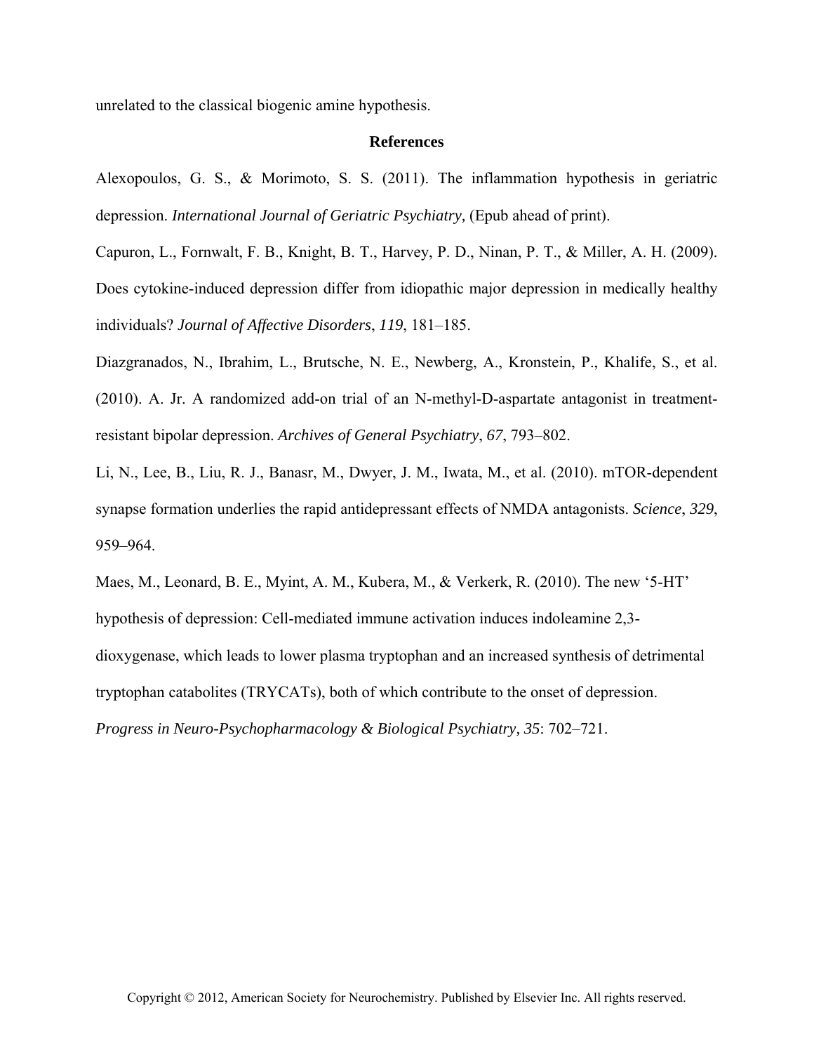unrelated to the classical biogenic amine hypothesis.

## References

Alexopoulos, G. S., & Morimoto, S. S. (2011). The inflammation hypothesis in geriatric depression. *International Journal of Geriatric Psychiatry,* (Epub ahead of print).

Capuron, L., Fornwalt, F. B., Knight, B. T., Harvey, P. D., Ninan, P. T., & Miller, A. H. (2009). Does cytokine-induced depression differ from idiopathic major depression in medically healthy individuals? *Journal of Affective Disorders*, *119*, 181–185.

Diazgranados, N., Ibrahim, L., Brutsche, N. E., Newberg, A., Kronstein, P., Khalife, S., et al. (2010). A. Jr. A randomized add-on trial of an N-methyl-D-aspartate antagonist in treatment-resistant bipolar depression. *Archives of General Psychiatry*, *67*, 793–802.

Li, N., Lee, B., Liu, R. J., Banasr, M., Dwyer, J. M., Iwata, M., et al. (2010). mTOR-dependent synapse formation underlies the rapid antidepressant effects of NMDA antagonists. *Science*, *329*, 959–964.

Maes, M., Leonard, B. E., Myint, A. M., Kubera, M., & Verkerk, R. (2010). The new '5-HT' hypothesis of depression: Cell-mediated immune activation induces indoleamine 2,3-dioxygenase, which leads to lower plasma tryptophan and an increased synthesis of detrimental tryptophan catabolites (TRYCATs), both of which contribute to the onset of depression. *Progress in Neuro-Psychopharmacology & Biological Psychiatry, 35*: 702–721.

Copyright © 2012, American Society for Neurochemistry. Published by Elsevier Inc. All rights reserved.